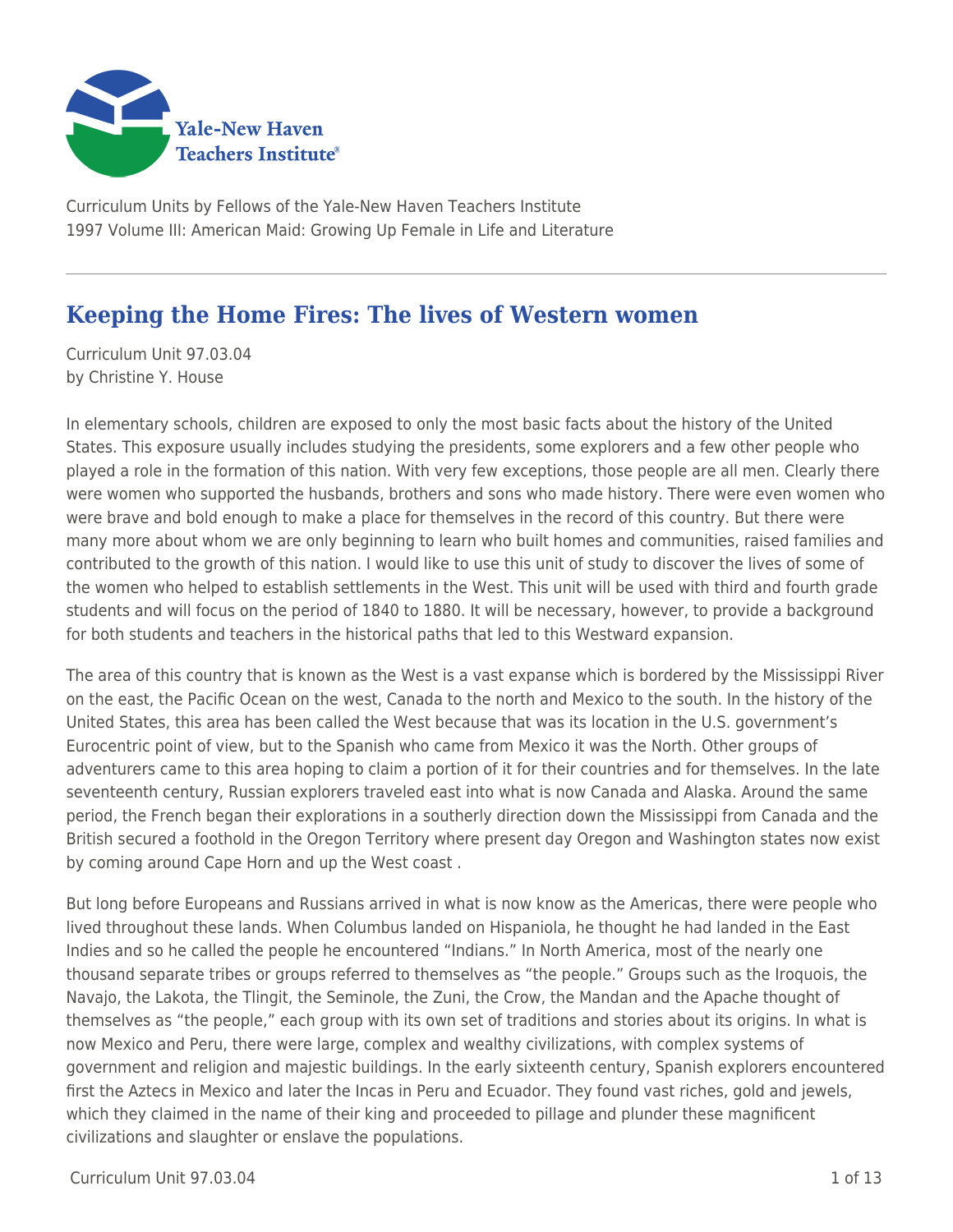Curriculum Units by Fellows of the Yale-New Haven Teachers Institute
1997 Volume III: American Maid: Growing Up Female in Life and Literature

# Keeping the Home Fires: The lives of Western women

Curriculum Unit 97.03.04
by Christine Y. House

In elementary schools, children are exposed to only the most basic facts about the history of the United States. This exposure usually includes studying the presidents, some explorers and a few other people who played a role in the formation of this nation. With very few exceptions, those people are all men. Clearly there were women who supported the husbands, brothers and sons who made history. There were even women who were brave and bold enough to make a place for themselves in the record of this country. But there were many more about whom we are only beginning to learn who built homes and communities, raised families and contributed to the growth of this nation. I would like to use this unit of study to discover the lives of some of the women who helped to establish settlements in the West. This unit will be used with third and fourth grade students and will focus on the period of 1840 to 1880. It will be necessary, however, to provide a background for both students and teachers in the historical paths that led to this Westward expansion.

The area of this country that is known as the West is a vast expanse which is bordered by the Mississippi River on the east, the Pacific Ocean on the west, Canada to the north and Mexico to the south. In the history of the United States, this area has been called the West because that was its location in the U.S. government's Eurocentric point of view, but to the Spanish who came from Mexico it was the North. Other groups of adventurers came to this area hoping to claim a portion of it for their countries and for themselves. In the late seventeenth century, Russian explorers traveled east into what is now Canada and Alaska. Around the same period, the French began their explorations in a southerly direction down the Mississippi from Canada and the British secured a foothold in the Oregon Territory where present day Oregon and Washington states now exist by coming around Cape Horn and up the West coast .

But long before Europeans and Russians arrived in what is now know as the Americas, there were people who lived throughout these lands. When Columbus landed on Hispaniola, he thought he had landed in the East Indies and so he called the people he encountered "Indians." In North America, most of the nearly one thousand separate tribes or groups referred to themselves as "the people." Groups such as the Iroquois, the Navajo, the Lakota, the Tlingit, the Seminole, the Zuni, the Crow, the Mandan and the Apache thought of themselves as "the people," each group with its own set of traditions and stories about its origins. In what is now Mexico and Peru, there were large, complex and wealthy civilizations, with complex systems of government and religion and majestic buildings. In the early sixteenth century, Spanish explorers encountered first the Aztecs in Mexico and later the Incas in Peru and Ecuador. They found vast riches, gold and jewels, which they claimed in the name of their king and proceeded to pillage and plunder these magnificent civilizations and slaughter or enslave the populations.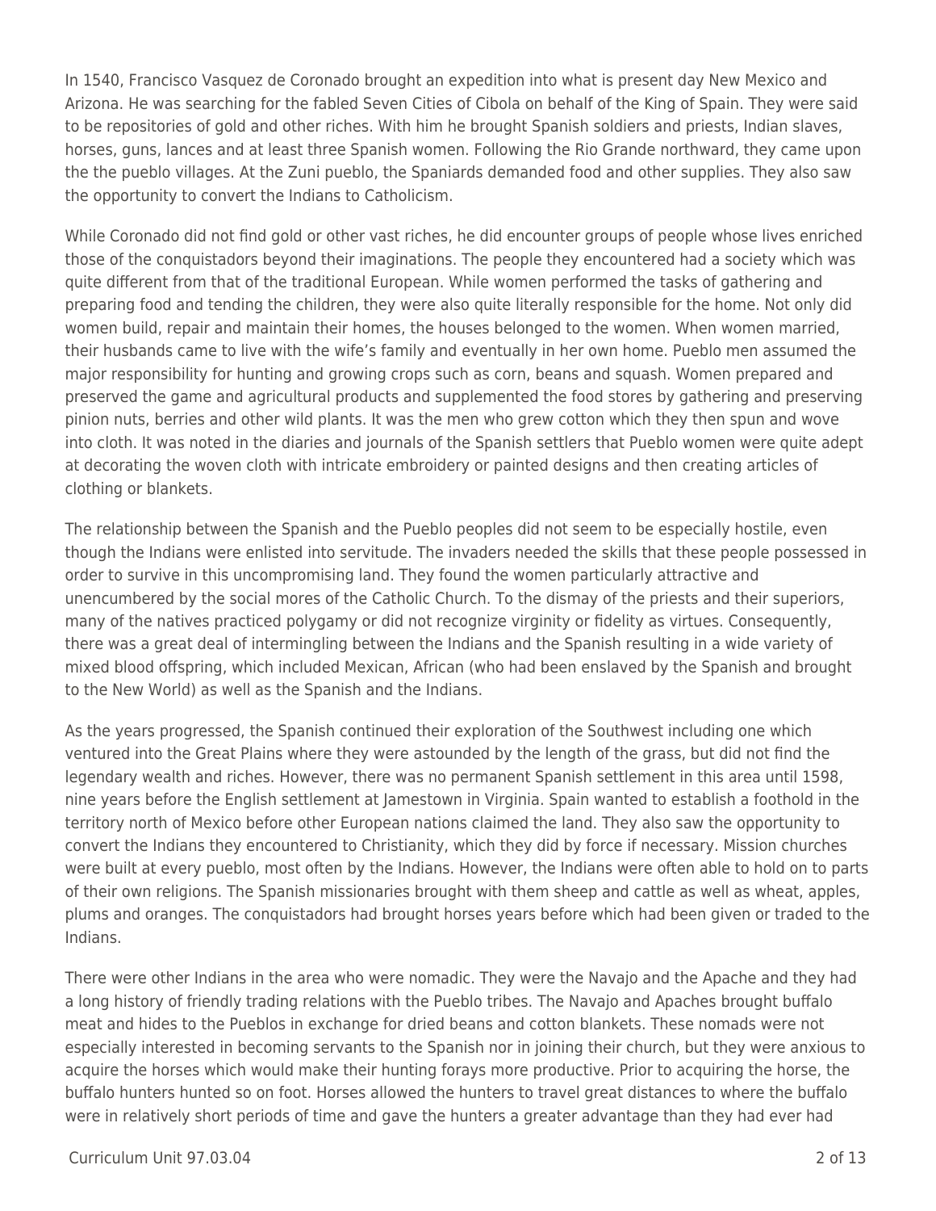In 1540, Francisco Vasquez de Coronado brought an expedition into what is present day New Mexico and Arizona. He was searching for the fabled Seven Cities of Cibola on behalf of the King of Spain. They were said to be repositories of gold and other riches. With him he brought Spanish soldiers and priests, Indian slaves, horses, guns, lances and at least three Spanish women. Following the Rio Grande northward, they came upon the the pueblo villages. At the Zuni pueblo, the Spaniards demanded food and other supplies. They also saw the opportunity to convert the Indians to Catholicism.

While Coronado did not find gold or other vast riches, he did encounter groups of people whose lives enriched those of the conquistadors beyond their imaginations. The people they encountered had a society which was quite different from that of the traditional European. While women performed the tasks of gathering and preparing food and tending the children, they were also quite literally responsible for the home. Not only did women build, repair and maintain their homes, the houses belonged to the women. When women married, their husbands came to live with the wife's family and eventually in her own home. Pueblo men assumed the major responsibility for hunting and growing crops such as corn, beans and squash. Women prepared and preserved the game and agricultural products and supplemented the food stores by gathering and preserving pinion nuts, berries and other wild plants. It was the men who grew cotton which they then spun and wove into cloth. It was noted in the diaries and journals of the Spanish settlers that Pueblo women were quite adept at decorating the woven cloth with intricate embroidery or painted designs and then creating articles of clothing or blankets.

The relationship between the Spanish and the Pueblo peoples did not seem to be especially hostile, even though the Indians were enlisted into servitude. The invaders needed the skills that these people possessed in order to survive in this uncompromising land. They found the women particularly attractive and unencumbered by the social mores of the Catholic Church. To the dismay of the priests and their superiors, many of the natives practiced polygamy or did not recognize virginity or fidelity as virtues. Consequently, there was a great deal of intermingling between the Indians and the Spanish resulting in a wide variety of mixed blood offspring, which included Mexican, African (who had been enslaved by the Spanish and brought to the New World) as well as the Spanish and the Indians.

As the years progressed, the Spanish continued their exploration of the Southwest including one which ventured into the Great Plains where they were astounded by the length of the grass, but did not find the legendary wealth and riches. However, there was no permanent Spanish settlement in this area until 1598, nine years before the English settlement at Jamestown in Virginia. Spain wanted to establish a foothold in the territory north of Mexico before other European nations claimed the land. They also saw the opportunity to convert the Indians they encountered to Christianity, which they did by force if necessary. Mission churches were built at every pueblo, most often by the Indians. However, the Indians were often able to hold on to parts of their own religions. The Spanish missionaries brought with them sheep and cattle as well as wheat, apples, plums and oranges. The conquistadors had brought horses years before which had been given or traded to the Indians.

There were other Indians in the area who were nomadic. They were the Navajo and the Apache and they had a long history of friendly trading relations with the Pueblo tribes. The Navajo and Apaches brought buffalo meat and hides to the Pueblos in exchange for dried beans and cotton blankets. These nomads were not especially interested in becoming servants to the Spanish nor in joining their church, but they were anxious to acquire the horses which would make their hunting forays more productive. Prior to acquiring the horse, the buffalo hunters hunted so on foot. Horses allowed the hunters to travel great distances to where the buffalo were in relatively short periods of time and gave the hunters a greater advantage than they had ever had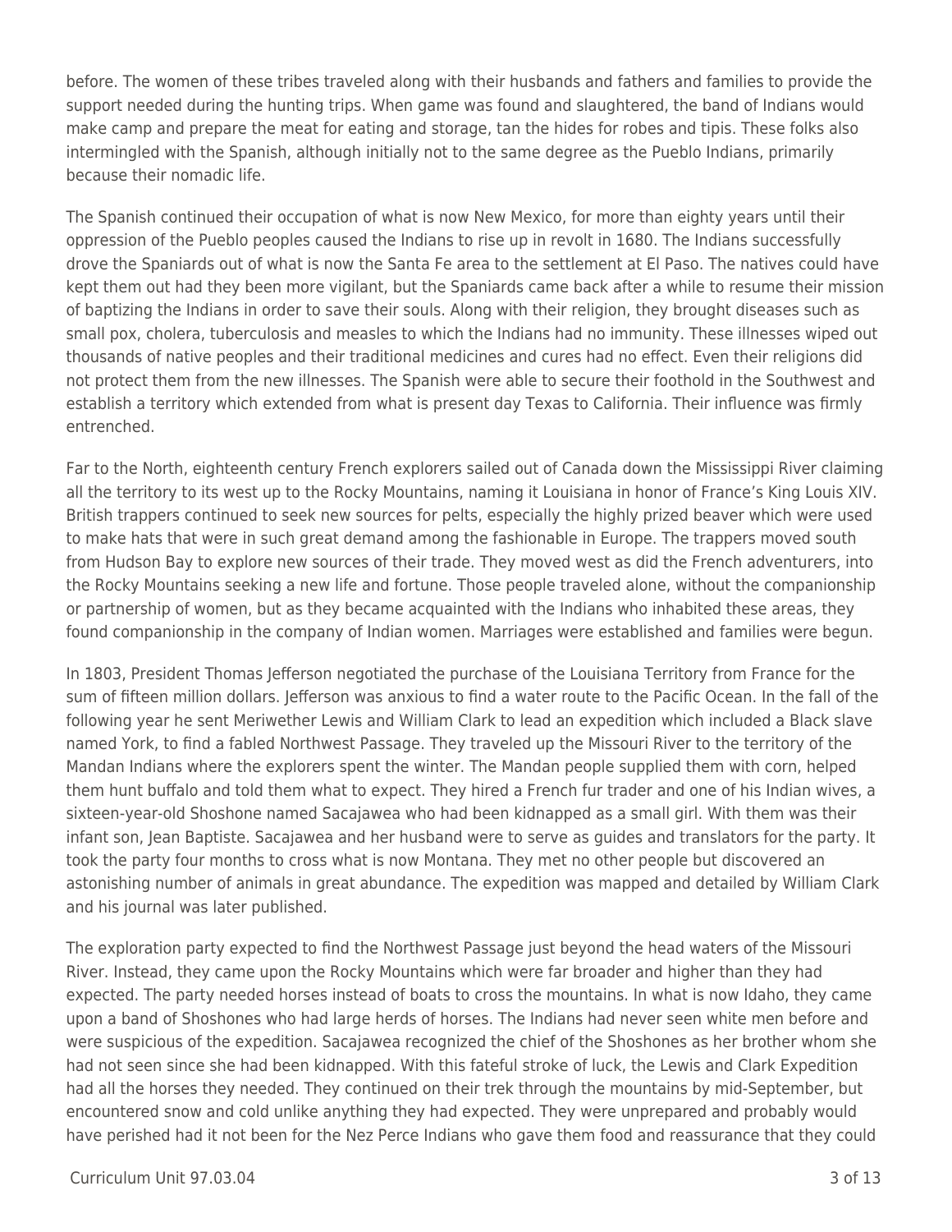before. The women of these tribes traveled along with their husbands and fathers and families to provide the support needed during the hunting trips. When game was found and slaughtered, the band of Indians would make camp and prepare the meat for eating and storage, tan the hides for robes and tipis. These folks also intermingled with the Spanish, although initially not to the same degree as the Pueblo Indians, primarily because their nomadic life.

The Spanish continued their occupation of what is now New Mexico, for more than eighty years until their oppression of the Pueblo peoples caused the Indians to rise up in revolt in 1680. The Indians successfully drove the Spaniards out of what is now the Santa Fe area to the settlement at El Paso. The natives could have kept them out had they been more vigilant, but the Spaniards came back after a while to resume their mission of baptizing the Indians in order to save their souls. Along with their religion, they brought diseases such as small pox, cholera, tuberculosis and measles to which the Indians had no immunity. These illnesses wiped out thousands of native peoples and their traditional medicines and cures had no effect. Even their religions did not protect them from the new illnesses. The Spanish were able to secure their foothold in the Southwest and establish a territory which extended from what is present day Texas to California. Their influence was firmly entrenched.

Far to the North, eighteenth century French explorers sailed out of Canada down the Mississippi River claiming all the territory to its west up to the Rocky Mountains, naming it Louisiana in honor of France's King Louis XIV. British trappers continued to seek new sources for pelts, especially the highly prized beaver which were used to make hats that were in such great demand among the fashionable in Europe. The trappers moved south from Hudson Bay to explore new sources of their trade. They moved west as did the French adventurers, into the Rocky Mountains seeking a new life and fortune. Those people traveled alone, without the companionship or partnership of women, but as they became acquainted with the Indians who inhabited these areas, they found companionship in the company of Indian women. Marriages were established and families were begun.

In 1803, President Thomas Jefferson negotiated the purchase of the Louisiana Territory from France for the sum of fifteen million dollars. Jefferson was anxious to find a water route to the Pacific Ocean. In the fall of the following year he sent Meriwether Lewis and William Clark to lead an expedition which included a Black slave named York, to find a fabled Northwest Passage. They traveled up the Missouri River to the territory of the Mandan Indians where the explorers spent the winter. The Mandan people supplied them with corn, helped them hunt buffalo and told them what to expect. They hired a French fur trader and one of his Indian wives, a sixteen-year-old Shoshone named Sacajawea who had been kidnapped as a small girl. With them was their infant son, Jean Baptiste. Sacajawea and her husband were to serve as guides and translators for the party. It took the party four months to cross what is now Montana. They met no other people but discovered an astonishing number of animals in great abundance. The expedition was mapped and detailed by William Clark and his journal was later published.

The exploration party expected to find the Northwest Passage just beyond the head waters of the Missouri River. Instead, they came upon the Rocky Mountains which were far broader and higher than they had expected. The party needed horses instead of boats to cross the mountains. In what is now Idaho, they came upon a band of Shoshones who had large herds of horses. The Indians had never seen white men before and were suspicious of the expedition. Sacajawea recognized the chief of the Shoshones as her brother whom she had not seen since she had been kidnapped. With this fateful stroke of luck, the Lewis and Clark Expedition had all the horses they needed. They continued on their trek through the mountains by mid-September, but encountered snow and cold unlike anything they had expected. They were unprepared and probably would have perished had it not been for the Nez Perce Indians who gave them food and reassurance that they could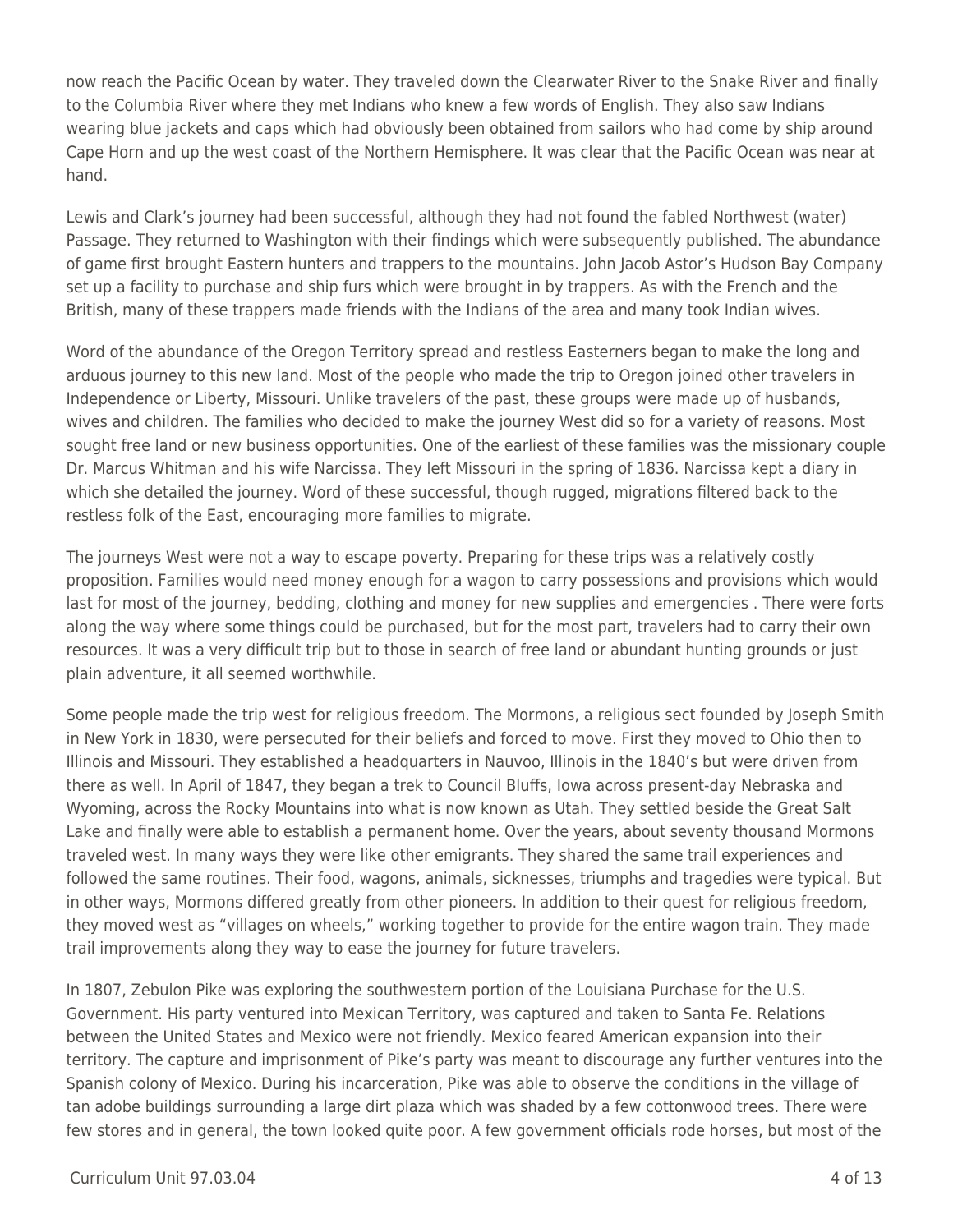now reach the Pacific Ocean by water. They traveled down the Clearwater River to the Snake River and finally to the Columbia River where they met Indians who knew a few words of English. They also saw Indians wearing blue jackets and caps which had obviously been obtained from sailors who had come by ship around Cape Horn and up the west coast of the Northern Hemisphere. It was clear that the Pacific Ocean was near at hand.

Lewis and Clark's journey had been successful, although they had not found the fabled Northwest (water) Passage. They returned to Washington with their findings which were subsequently published. The abundance of game first brought Eastern hunters and trappers to the mountains. John Jacob Astor's Hudson Bay Company set up a facility to purchase and ship furs which were brought in by trappers. As with the French and the British, many of these trappers made friends with the Indians of the area and many took Indian wives.

Word of the abundance of the Oregon Territory spread and restless Easterners began to make the long and arduous journey to this new land. Most of the people who made the trip to Oregon joined other travelers in Independence or Liberty, Missouri. Unlike travelers of the past, these groups were made up of husbands, wives and children. The families who decided to make the journey West did so for a variety of reasons. Most sought free land or new business opportunities. One of the earliest of these families was the missionary couple Dr. Marcus Whitman and his wife Narcissa. They left Missouri in the spring of 1836. Narcissa kept a diary in which she detailed the journey. Word of these successful, though rugged, migrations filtered back to the restless folk of the East, encouraging more families to migrate.

The journeys West were not a way to escape poverty. Preparing for these trips was a relatively costly proposition. Families would need money enough for a wagon to carry possessions and provisions which would last for most of the journey, bedding, clothing and money for new supplies and emergencies . There were forts along the way where some things could be purchased, but for the most part, travelers had to carry their own resources. It was a very difficult trip but to those in search of free land or abundant hunting grounds or just plain adventure, it all seemed worthwhile.

Some people made the trip west for religious freedom. The Mormons, a religious sect founded by Joseph Smith in New York in 1830, were persecuted for their beliefs and forced to move. First they moved to Ohio then to Illinois and Missouri. They established a headquarters in Nauvoo, Illinois in the 1840's but were driven from there as well. In April of 1847, they began a trek to Council Bluffs, Iowa across present-day Nebraska and Wyoming, across the Rocky Mountains into what is now known as Utah. They settled beside the Great Salt Lake and finally were able to establish a permanent home. Over the years, about seventy thousand Mormons traveled west. In many ways they were like other emigrants. They shared the same trail experiences and followed the same routines. Their food, wagons, animals, sicknesses, triumphs and tragedies were typical. But in other ways, Mormons differed greatly from other pioneers. In addition to their quest for religious freedom, they moved west as "villages on wheels," working together to provide for the entire wagon train. They made trail improvements along they way to ease the journey for future travelers.

In 1807, Zebulon Pike was exploring the southwestern portion of the Louisiana Purchase for the U.S. Government. His party ventured into Mexican Territory, was captured and taken to Santa Fe. Relations between the United States and Mexico were not friendly. Mexico feared American expansion into their territory. The capture and imprisonment of Pike's party was meant to discourage any further ventures into the Spanish colony of Mexico. During his incarceration, Pike was able to observe the conditions in the village of tan adobe buildings surrounding a large dirt plaza which was shaded by a few cottonwood trees. There were few stores and in general, the town looked quite poor. A few government officials rode horses, but most of the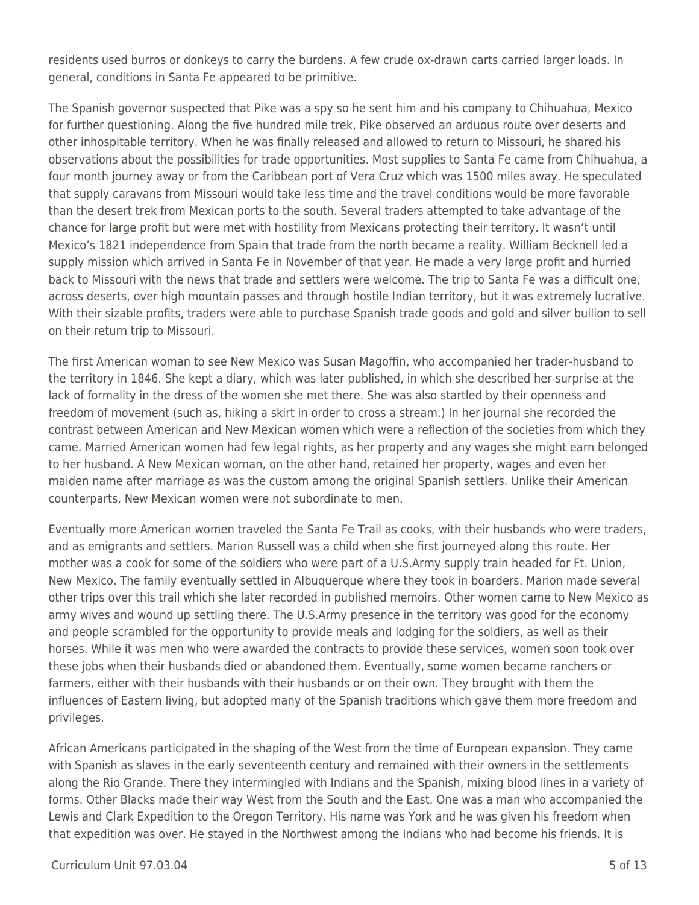residents used burros or donkeys to carry the burdens. A few crude ox-drawn carts carried larger loads. In general, conditions in Santa Fe appeared to be primitive.

The Spanish governor suspected that Pike was a spy so he sent him and his company to Chihuahua, Mexico for further questioning. Along the five hundred mile trek, Pike observed an arduous route over deserts and other inhospitable territory. When he was finally released and allowed to return to Missouri, he shared his observations about the possibilities for trade opportunities. Most supplies to Santa Fe came from Chihuahua, a four month journey away or from the Caribbean port of Vera Cruz which was 1500 miles away. He speculated that supply caravans from Missouri would take less time and the travel conditions would be more favorable than the desert trek from Mexican ports to the south. Several traders attempted to take advantage of the chance for large profit but were met with hostility from Mexicans protecting their territory. It wasn't until Mexico's 1821 independence from Spain that trade from the north became a reality. William Becknell led a supply mission which arrived in Santa Fe in November of that year. He made a very large profit and hurried back to Missouri with the news that trade and settlers were welcome. The trip to Santa Fe was a difficult one, across deserts, over high mountain passes and through hostile Indian territory, but it was extremely lucrative. With their sizable profits, traders were able to purchase Spanish trade goods and gold and silver bullion to sell on their return trip to Missouri.

The first American woman to see New Mexico was Susan Magoffin, who accompanied her trader-husband to the territory in 1846. She kept a diary, which was later published, in which she described her surprise at the lack of formality in the dress of the women she met there. She was also startled by their openness and freedom of movement (such as, hiking a skirt in order to cross a stream.) In her journal she recorded the contrast between American and New Mexican women which were a reflection of the societies from which they came. Married American women had few legal rights, as her property and any wages she might earn belonged to her husband. A New Mexican woman, on the other hand, retained her property, wages and even her maiden name after marriage as was the custom among the original Spanish settlers. Unlike their American counterparts, New Mexican women were not subordinate to men.

Eventually more American women traveled the Santa Fe Trail as cooks, with their husbands who were traders, and as emigrants and settlers. Marion Russell was a child when she first journeyed along this route. Her mother was a cook for some of the soldiers who were part of a U.S.Army supply train headed for Ft. Union, New Mexico. The family eventually settled in Albuquerque where they took in boarders. Marion made several other trips over this trail which she later recorded in published memoirs. Other women came to New Mexico as army wives and wound up settling there. The U.S.Army presence in the territory was good for the economy and people scrambled for the opportunity to provide meals and lodging for the soldiers, as well as their horses. While it was men who were awarded the contracts to provide these services, women soon took over these jobs when their husbands died or abandoned them. Eventually, some women became ranchers or farmers, either with their husbands with their husbands or on their own. They brought with them the influences of Eastern living, but adopted many of the Spanish traditions which gave them more freedom and privileges.

African Americans participated in the shaping of the West from the time of European expansion. They came with Spanish as slaves in the early seventeenth century and remained with their owners in the settlements along the Rio Grande. There they intermingled with Indians and the Spanish, mixing blood lines in a variety of forms. Other Blacks made their way West from the South and the East. One was a man who accompanied the Lewis and Clark Expedition to the Oregon Territory. His name was York and he was given his freedom when that expedition was over. He stayed in the Northwest among the Indians who had become his friends. It is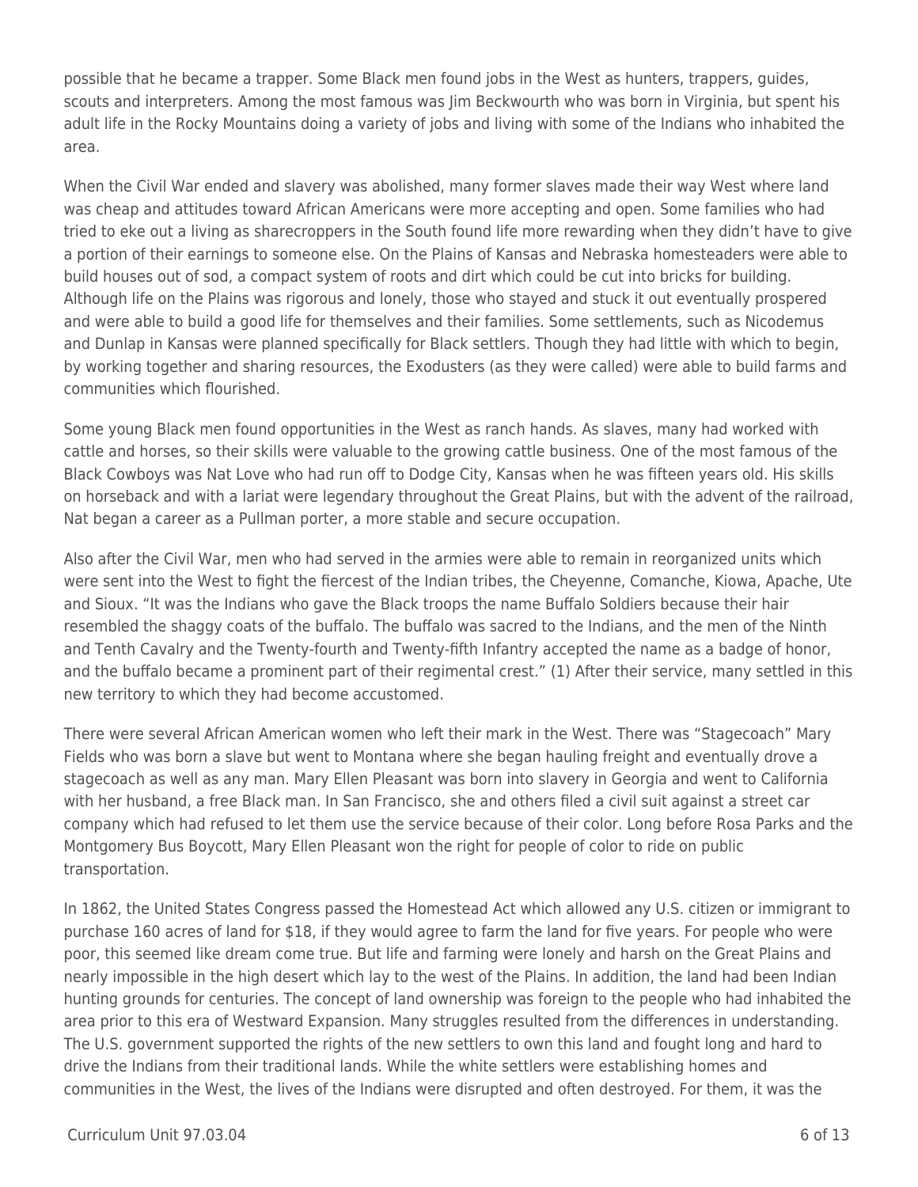possible that he became a trapper. Some Black men found jobs in the West as hunters, trappers, guides, scouts and interpreters. Among the most famous was Jim Beckwourth who was born in Virginia, but spent his adult life in the Rocky Mountains doing a variety of jobs and living with some of the Indians who inhabited the area.

When the Civil War ended and slavery was abolished, many former slaves made their way West where land was cheap and attitudes toward African Americans were more accepting and open. Some families who had tried to eke out a living as sharecroppers in the South found life more rewarding when they didn't have to give a portion of their earnings to someone else. On the Plains of Kansas and Nebraska homesteaders were able to build houses out of sod, a compact system of roots and dirt which could be cut into bricks for building. Although life on the Plains was rigorous and lonely, those who stayed and stuck it out eventually prospered and were able to build a good life for themselves and their families. Some settlements, such as Nicodemus and Dunlap in Kansas were planned specifically for Black settlers. Though they had little with which to begin, by working together and sharing resources, the Exodusters (as they were called) were able to build farms and communities which flourished.

Some young Black men found opportunities in the West as ranch hands. As slaves, many had worked with cattle and horses, so their skills were valuable to the growing cattle business. One of the most famous of the Black Cowboys was Nat Love who had run off to Dodge City, Kansas when he was fifteen years old. His skills on horseback and with a lariat were legendary throughout the Great Plains, but with the advent of the railroad, Nat began a career as a Pullman porter, a more stable and secure occupation.

Also after the Civil War, men who had served in the armies were able to remain in reorganized units which were sent into the West to fight the fiercest of the Indian tribes, the Cheyenne, Comanche, Kiowa, Apache, Ute and Sioux. "It was the Indians who gave the Black troops the name Buffalo Soldiers because their hair resembled the shaggy coats of the buffalo. The buffalo was sacred to the Indians, and the men of the Ninth and Tenth Cavalry and the Twenty-fourth and Twenty-fifth Infantry accepted the name as a badge of honor, and the buffalo became a prominent part of their regimental crest." (1) After their service, many settled in this new territory to which they had become accustomed.

There were several African American women who left their mark in the West. There was "Stagecoach" Mary Fields who was born a slave but went to Montana where she began hauling freight and eventually drove a stagecoach as well as any man. Mary Ellen Pleasant was born into slavery in Georgia and went to California with her husband, a free Black man. In San Francisco, she and others filed a civil suit against a street car company which had refused to let them use the service because of their color. Long before Rosa Parks and the Montgomery Bus Boycott, Mary Ellen Pleasant won the right for people of color to ride on public transportation.

In 1862, the United States Congress passed the Homestead Act which allowed any U.S. citizen or immigrant to purchase 160 acres of land for $18, if they would agree to farm the land for five years. For people who were poor, this seemed like dream come true. But life and farming were lonely and harsh on the Great Plains and nearly impossible in the high desert which lay to the west of the Plains. In addition, the land had been Indian hunting grounds for centuries. The concept of land ownership was foreign to the people who had inhabited the area prior to this era of Westward Expansion. Many struggles resulted from the differences in understanding. The U.S. government supported the rights of the new settlers to own this land and fought long and hard to drive the Indians from their traditional lands. While the white settlers were establishing homes and communities in the West, the lives of the Indians were disrupted and often destroyed. For them, it was the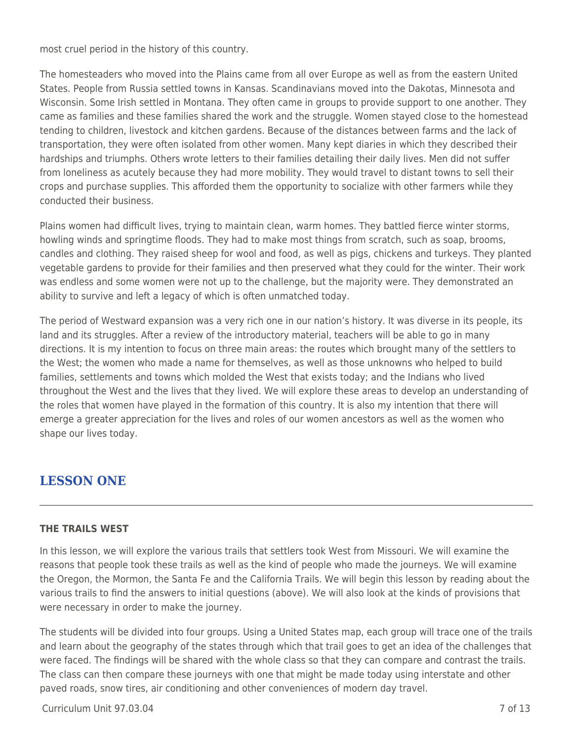most cruel period in the history of this country.

The homesteaders who moved into the Plains came from all over Europe as well as from the eastern United States. People from Russia settled towns in Kansas. Scandinavians moved into the Dakotas, Minnesota and Wisconsin. Some Irish settled in Montana. They often came in groups to provide support to one another. They came as families and these families shared the work and the struggle. Women stayed close to the homestead tending to children, livestock and kitchen gardens. Because of the distances between farms and the lack of transportation, they were often isolated from other women. Many kept diaries in which they described their hardships and triumphs. Others wrote letters to their families detailing their daily lives. Men did not suffer from loneliness as acutely because they had more mobility. They would travel to distant towns to sell their crops and purchase supplies. This afforded them the opportunity to socialize with other farmers while they conducted their business.

Plains women had difficult lives, trying to maintain clean, warm homes. They battled fierce winter storms, howling winds and springtime floods. They had to make most things from scratch, such as soap, brooms, candles and clothing. They raised sheep for wool and food, as well as pigs, chickens and turkeys. They planted vegetable gardens to provide for their families and then preserved what they could for the winter. Their work was endless and some women were not up to the challenge, but the majority were. They demonstrated an ability to survive and left a legacy of which is often unmatched today.

The period of Westward expansion was a very rich one in our nation's history. It was diverse in its people, its land and its struggles. After a review of the introductory material, teachers will be able to go in many directions. It is my intention to focus on three main areas: the routes which brought many of the settlers to the West; the women who made a name for themselves, as well as those unknowns who helped to build families, settlements and towns which molded the West that exists today; and the Indians who lived throughout the West and the lives that they lived. We will explore these areas to develop an understanding of the roles that women have played in the formation of this country. It is also my intention that there will emerge a greater appreciation for the lives and roles of our women ancestors as well as the women who shape our lives today.

## LESSON ONE

### THE TRAILS WEST

In this lesson, we will explore the various trails that settlers took West from Missouri. We will examine the reasons that people took these trails as well as the kind of people who made the journeys. We will examine the Oregon, the Mormon, the Santa Fe and the California Trails. We will begin this lesson by reading about the various trails to find the answers to initial questions (above). We will also look at the kinds of provisions that were necessary in order to make the journey.

The students will be divided into four groups. Using a United States map, each group will trace one of the trails and learn about the geography of the states through which that trail goes to get an idea of the challenges that were faced. The findings will be shared with the whole class so that they can compare and contrast the trails. The class can then compare these journeys with one that might be made today using interstate and other paved roads, snow tires, air conditioning and other conveniences of modern day travel.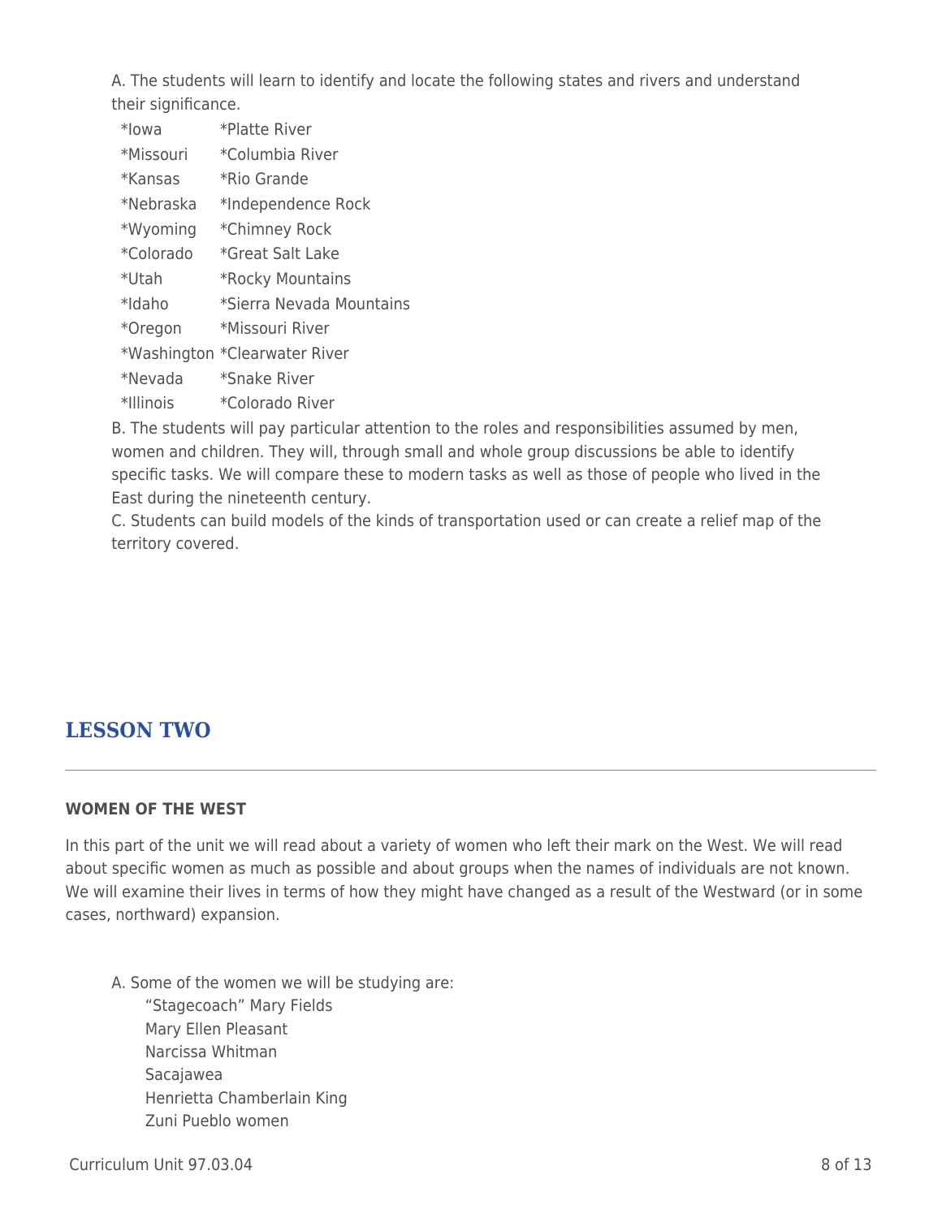A. The students will learn to identify and locate the following states and rivers and understand their significance.

| | |
|---|---|
| *Iowa | *Platte River |
| *Missouri | *Columbia River |
| *Kansas | *Rio Grande |
| *Nebraska | *Independence Rock |
| *Wyoming | *Chimney Rock |
| *Colorado | *Great Salt Lake |
| *Utah | *Rocky Mountains |
| *Idaho | *Sierra Nevada Mountains |
| *Oregon | *Missouri River |
| *Washington | *Clearwater River |
| *Nevada | *Snake River |
| *Illinois | *Colorado River |

B. The students will pay particular attention to the roles and responsibilities assumed by men, women and children. They will, through small and whole group discussions be able to identify specific tasks. We will compare these to modern tasks as well as those of people who lived in the East during the nineteenth century.

C. Students can build models of the kinds of transportation used or can create a relief map of the territory covered.

## LESSON TWO

**WOMEN OF THE WEST**

In this part of the unit we will read about a variety of women who left their mark on the West. We will read about specific women as much as possible and about groups when the names of individuals are not known. We will examine their lives in terms of how they might have changed as a result of the Westward (or in some cases, northward) expansion.

A. Some of the women we will be studying are:

- "Stagecoach" Mary Fields
- Mary Ellen Pleasant
- Narcissa Whitman
- Sacajawea
- Henrietta Chamberlain King
- Zuni Pueblo women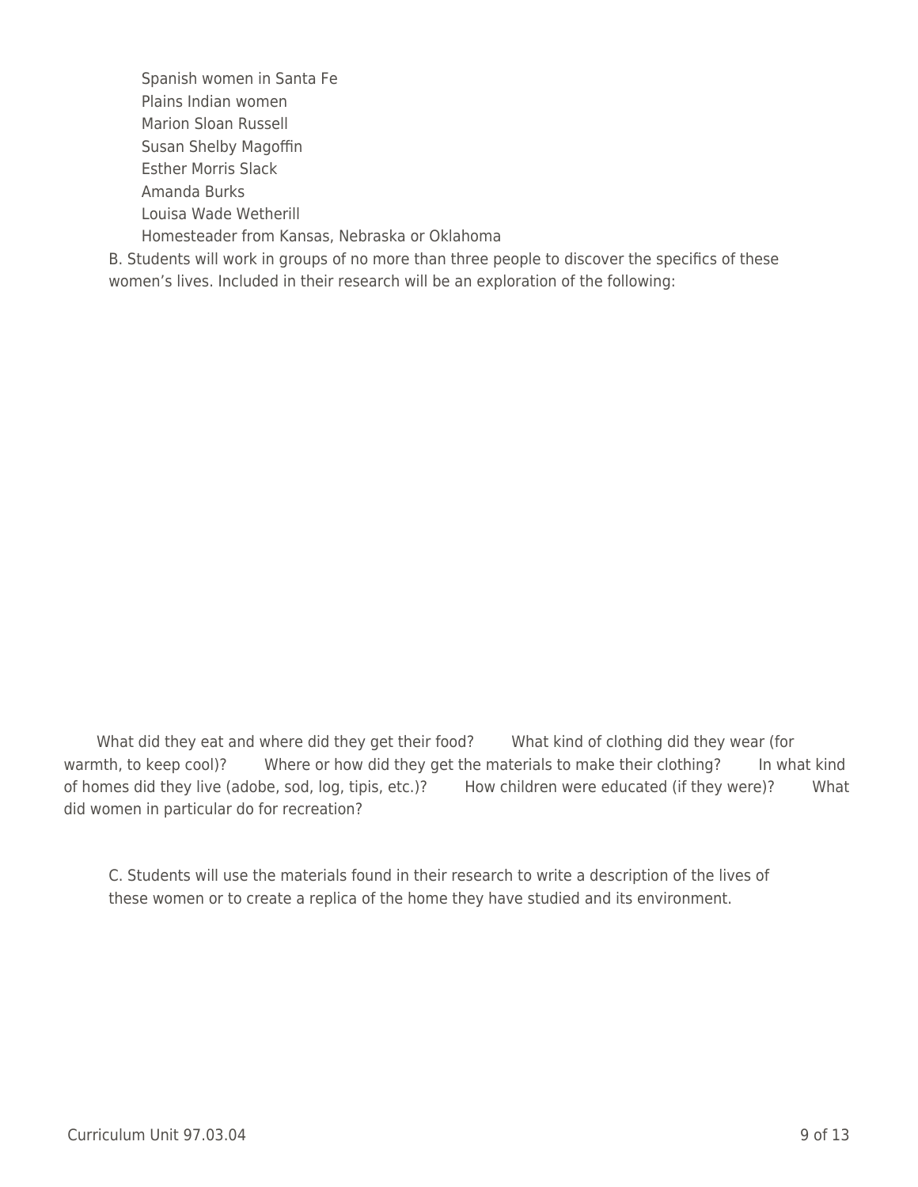- Spanish women in Santa Fe
- Plains Indian women
- Marion Sloan Russell
- Susan Shelby Magoffin
- Esther Morris Slack
- Amanda Burks
- Louisa Wade Wetherill
- Homesteader from Kansas, Nebraska or Oklahoma

B. Students will work in groups of no more than three people to discover the specifics of these women's lives. Included in their research will be an exploration of the following:

- What did they eat and where did they get their food?
- What kind of clothing did they wear (for warmth, to keep cool)?
- Where or how did they get the materials to make their clothing?
- In what kind of homes did they live (adobe, sod, log, tipis, etc.)?
- How children were educated (if they were)?
- What did women in particular do for recreation?

C. Students will use the materials found in their research to write a description of the lives of these women or to create a replica of the home they have studied and its environment.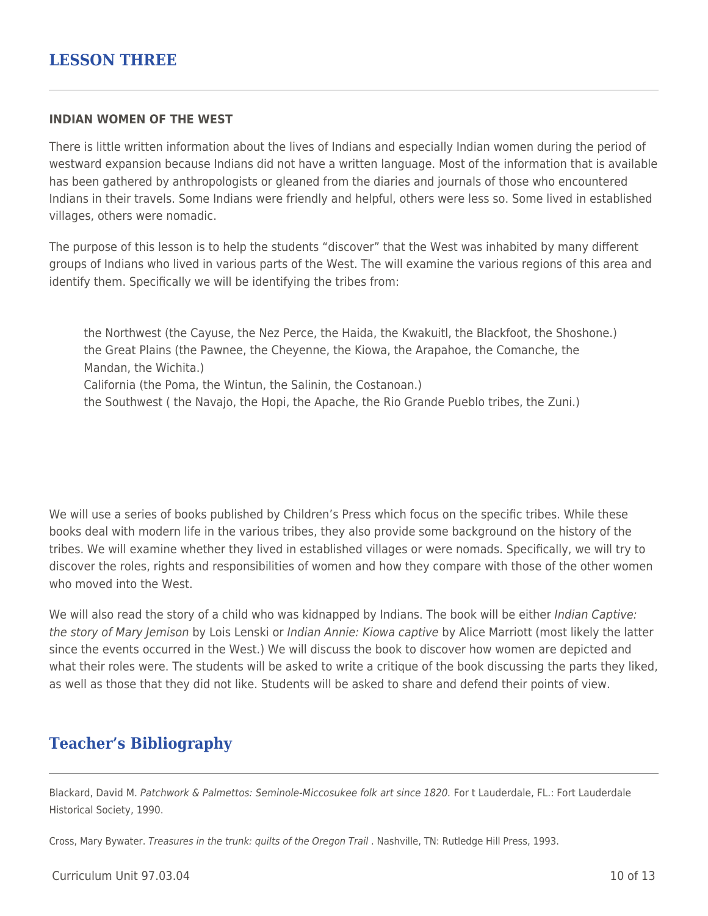## LESSON THREE

### INDIAN WOMEN OF THE WEST

There is little written information about the lives of Indians and especially Indian women during the period of westward expansion because Indians did not have a written language. Most of the information that is available has been gathered by anthropologists or gleaned from the diaries and journals of those who encountered Indians in their travels. Some Indians were friendly and helpful, others were less so. Some lived in established villages, others were nomadic.

The purpose of this lesson is to help the students "discover" that the West was inhabited by many different groups of Indians who lived in various parts of the West. The will examine the various regions of this area and identify them. Specifically we will be identifying the tribes from:

> the Northwest (the Cayuse, the Nez Perce, the Haida, the Kwakuitl, the Blackfoot, the Shoshone.)
> the Great Plains (the Pawnee, the Cheyenne, the Kiowa, the Arapahoe, the Comanche, the Mandan, the Wichita.)
> California (the Poma, the Wintun, the Salinin, the Costanoan.)
> the Southwest ( the Navajo, the Hopi, the Apache, the Rio Grande Pueblo tribes, the Zuni.)

We will use a series of books published by Children's Press which focus on the specific tribes. While these books deal with modern life in the various tribes, they also provide some background on the history of the tribes. We will examine whether they lived in established villages or were nomads. Specifically, we will try to discover the roles, rights and responsibilities of women and how they compare with those of the other women who moved into the West.

We will also read the story of a child who was kidnapped by Indians. The book will be either *Indian Captive: the story of Mary Jemison* by Lois Lenski or *Indian Annie: Kiowa captive* by Alice Marriott (most likely the latter since the events occurred in the West.) We will discuss the book to discover how women are depicted and what their roles were. The students will be asked to write a critique of the book discussing the parts they liked, as well as those that they did not like. Students will be asked to share and defend their points of view.

## Teacher's Bibliography

Blackard, David M. *Patchwork & Palmettos: Seminole-Miccosukee folk art since 1820.* For t Lauderdale, FL.: Fort Lauderdale Historical Society, 1990.

Cross, Mary Bywater. *Treasures in the trunk: quilts of the Oregon Trail* . Nashville, TN: Rutledge Hill Press, 1993.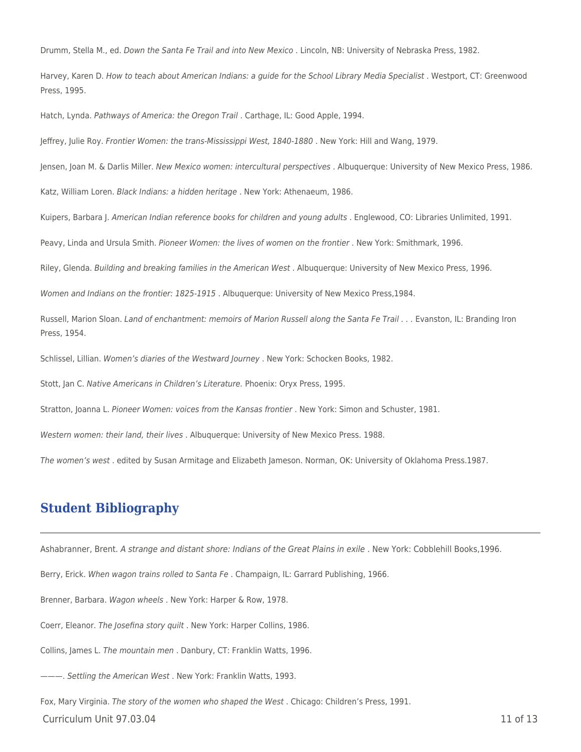Drumm, Stella M., ed. *Down the Santa Fe Trail and into New Mexico* . Lincoln, NB: University of Nebraska Press, 1982.

Harvey, Karen D. *How to teach about American Indians: a guide for the School Library Media Specialist* . Westport, CT: Greenwood Press, 1995.

Hatch, Lynda. *Pathways of America: the Oregon Trail* . Carthage, IL: Good Apple, 1994.

Jeffrey, Julie Roy. *Frontier Women: the trans-Mississippi West, 1840-1880* . New York: Hill and Wang, 1979.

Jensen, Joan M. & Darlis Miller. *New Mexico women: intercultural perspectives* . Albuquerque: University of New Mexico Press, 1986.

Katz, William Loren. *Black Indians: a hidden heritage* . New York: Athenaeum, 1986.

Kuipers, Barbara J. *American Indian reference books for children and young adults* . Englewood, CO: Libraries Unlimited, 1991.

Peavy, Linda and Ursula Smith. *Pioneer Women: the lives of women on the frontier* . New York: Smithmark, 1996.

Riley, Glenda. *Building and breaking families in the American West* . Albuquerque: University of New Mexico Press, 1996.

*Women and Indians on the frontier: 1825-1915* . Albuquerque: University of New Mexico Press,1984.

Russell, Marion Sloan. *Land of enchantment: memoirs of Marion Russell along the Santa Fe Trail . . .* Evanston, IL: Branding Iron Press, 1954.

Schlissel, Lillian. *Women's diaries of the Westward Journey* . New York: Schocken Books, 1982.

Stott, Jan C. *Native Americans in Children's Literature.* Phoenix: Oryx Press, 1995.

Stratton, Joanna L. *Pioneer Women: voices from the Kansas frontier* . New York: Simon and Schuster, 1981.

*Western women: their land, their lives* . Albuquerque: University of New Mexico Press. 1988.

*The women's west* . edited by Susan Armitage and Elizabeth Jameson. Norman, OK: University of Oklahoma Press.1987.

## Student Bibliography

Ashabranner, Brent. *A strange and distant shore: Indians of the Great Plains in exile* . New York: Cobblehill Books,1996.

Berry, Erick. *When wagon trains rolled to Santa Fe* . Champaign, IL: Garrard Publishing, 1966.

Brenner, Barbara. *Wagon wheels* . New York: Harper & Row, 1978.

Coerr, Eleanor. *The Josefina story quilt* . New York: Harper Collins, 1986.

Collins, James L. *The mountain men* . Danbury, CT: Franklin Watts, 1996.

———. *Settling the American West* . New York: Franklin Watts, 1993.

Fox, Mary Virginia. *The story of the women who shaped the West* . Chicago: Children's Press, 1991.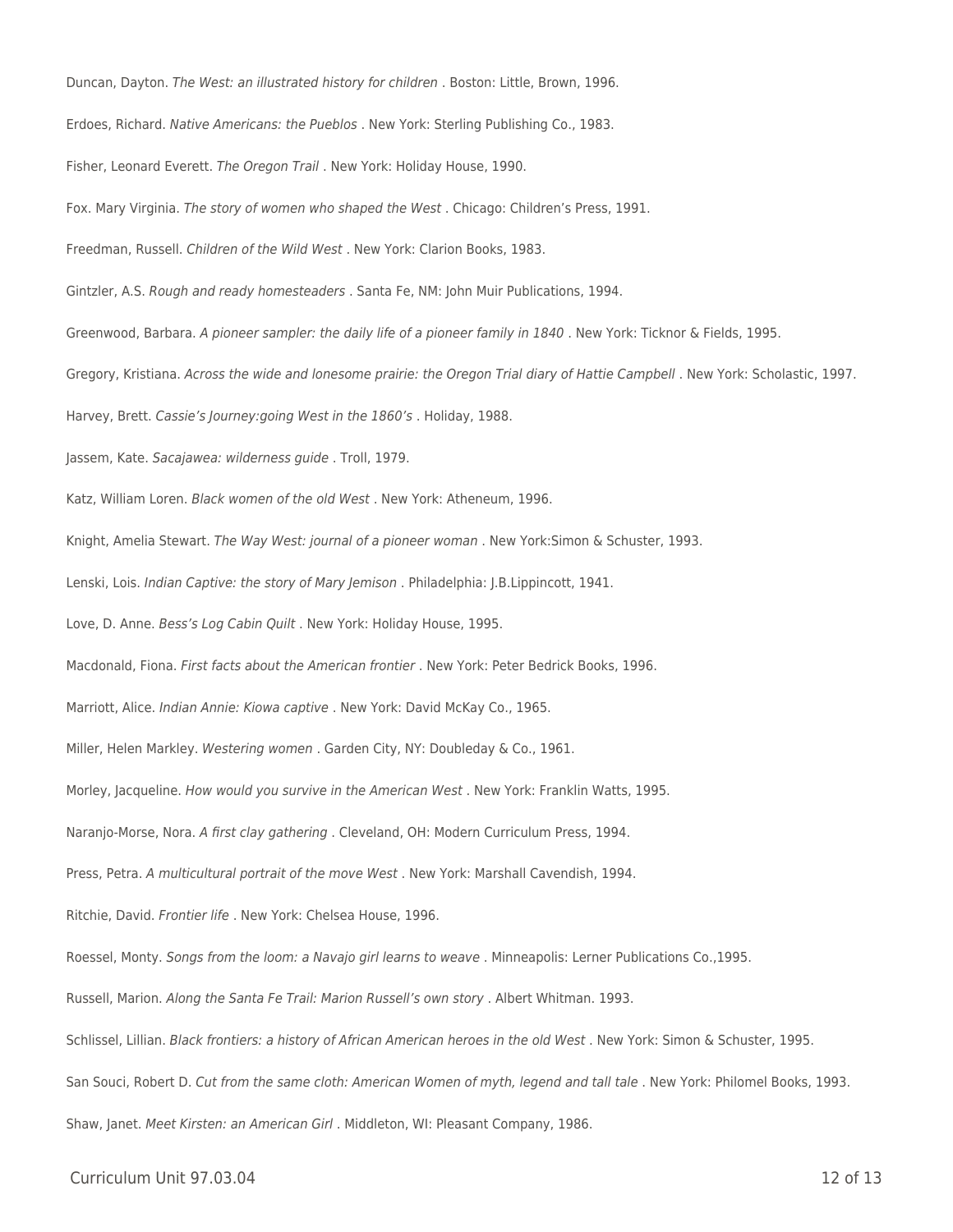Duncan, Dayton. *The West: an illustrated history for children* . Boston: Little, Brown, 1996.

Erdoes, Richard. *Native Americans: the Pueblos* . New York: Sterling Publishing Co., 1983.

Fisher, Leonard Everett. *The Oregon Trail* . New York: Holiday House, 1990.

Fox. Mary Virginia. *The story of women who shaped the West* . Chicago: Children's Press, 1991.

Freedman, Russell. *Children of the Wild West* . New York: Clarion Books, 1983.

Gintzler, A.S. *Rough and ready homesteaders* . Santa Fe, NM: John Muir Publications, 1994.

Greenwood, Barbara. *A pioneer sampler: the daily life of a pioneer family in 1840* . New York: Ticknor & Fields, 1995.

Gregory, Kristiana. *Across the wide and lonesome prairie: the Oregon Trial diary of Hattie Campbell* . New York: Scholastic, 1997.

Harvey, Brett. *Cassie's Journey:going West in the 1860's* . Holiday, 1988.

Jassem, Kate. *Sacajawea: wilderness guide* . Troll, 1979.

Katz, William Loren. *Black women of the old West* . New York: Atheneum, 1996.

Knight, Amelia Stewart. *The Way West: journal of a pioneer woman* . New York:Simon & Schuster, 1993.

Lenski, Lois. *Indian Captive: the story of Mary Jemison* . Philadelphia: J.B.Lippincott, 1941.

Love, D. Anne. *Bess's Log Cabin Quilt* . New York: Holiday House, 1995.

Macdonald, Fiona. *First facts about the American frontier* . New York: Peter Bedrick Books, 1996.

Marriott, Alice. *Indian Annie: Kiowa captive* . New York: David McKay Co., 1965.

Miller, Helen Markley. *Westering women* . Garden City, NY: Doubleday & Co., 1961.

Morley, Jacqueline. *How would you survive in the American West* . New York: Franklin Watts, 1995.

Naranjo-Morse, Nora. *A first clay gathering* . Cleveland, OH: Modern Curriculum Press, 1994.

Press, Petra. *A multicultural portrait of the move West* . New York: Marshall Cavendish, 1994.

Ritchie, David. *Frontier life* . New York: Chelsea House, 1996.

Roessel, Monty. *Songs from the loom: a Navajo girl learns to weave* . Minneapolis: Lerner Publications Co.,1995.

Russell, Marion. *Along the Santa Fe Trail: Marion Russell's own story* . Albert Whitman. 1993.

Schlissel, Lillian. *Black frontiers: a history of African American heroes in the old West* . New York: Simon & Schuster, 1995.

San Souci, Robert D. *Cut from the same cloth: American Women of myth, legend and tall tale* . New York: Philomel Books, 1993.

Shaw, Janet. *Meet Kirsten: an American Girl* . Middleton, WI: Pleasant Company, 1986.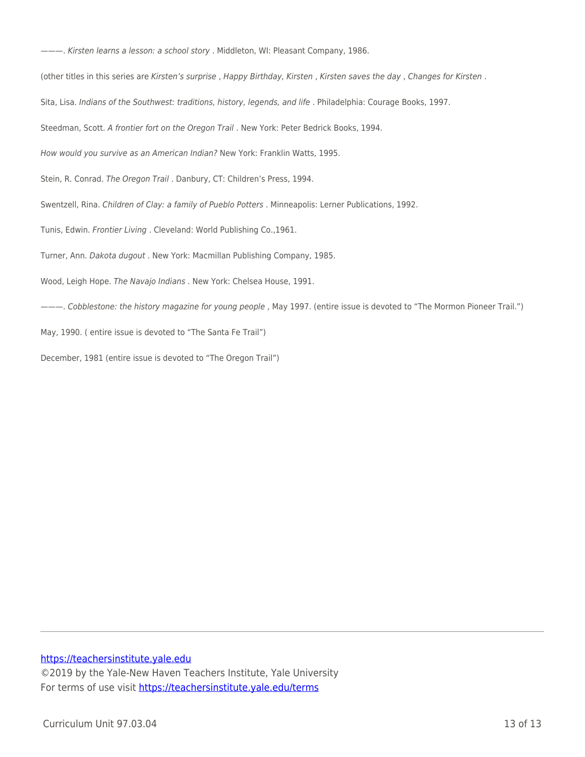———. *Kirsten learns a lesson: a school story* . Middleton, WI: Pleasant Company, 1986.

(other titles in this series are *Kirsten's surprise* , *Happy Birthday, Kirsten* , *Kirsten saves the day* , *Changes for Kirsten* .

Sita, Lisa. *Indians of the Southwest: traditions, history, legends, and life* . Philadelphia: Courage Books, 1997.

Steedman, Scott. *A frontier fort on the Oregon Trail* . New York: Peter Bedrick Books, 1994.

*How would you survive as an American Indian?* New York: Franklin Watts, 1995.

Stein, R. Conrad. *The Oregon Trail* . Danbury, CT: Children's Press, 1994.

Swentzell, Rina. *Children of Clay: a family of Pueblo Potters* . Minneapolis: Lerner Publications, 1992.

Tunis, Edwin. *Frontier Living* . Cleveland: World Publishing Co.,1961.

Turner, Ann. *Dakota dugout* . New York: Macmillan Publishing Company, 1985.

Wood, Leigh Hope. *The Navajo Indians* . New York: Chelsea House, 1991.

———. *Cobblestone: the history magazine for young people* , May 1997. (entire issue is devoted to "The Mormon Pioneer Trail.")

May, 1990. ( entire issue is devoted to "The Santa Fe Trail")

December, 1981 (entire issue is devoted to "The Oregon Trail")

https://teachersinstitute.yale.edu
©2019 by the Yale-New Haven Teachers Institute, Yale University
For terms of use visit https://teachersinstitute.yale.edu/terms